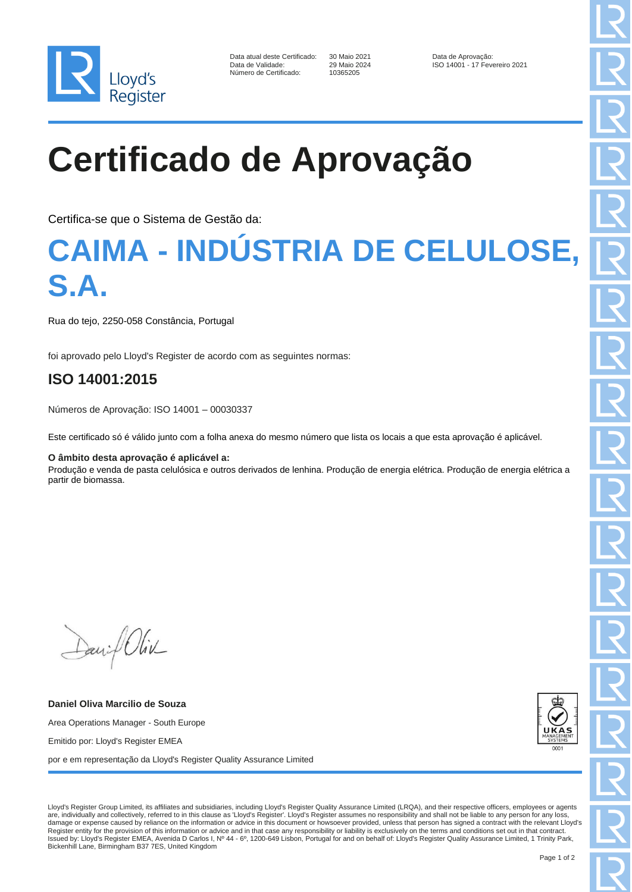Lloyd's Register

| | | |
|---|---|---|
| Data atual deste Certificado: | 30 Maio 2021 | Data de Aprovação: |
| Data de Validade: | 29 Maio 2024 | ISO 14001 - 17 Fevereiro 2021 |
| Número de Certificado: | 10365205 | |

# Certificado de Aprovação

Certifica-se que o Sistema de Gestão da:

# CAIMA - INDÚSTRIA DE CELULOSE, S.A.

Rua do tejo, 2250-058 Constância, Portugal

foi aprovado pelo Lloyd's Register de acordo com as seguintes normas:

## ISO 14001:2015

Números de Aprovação: ISO 14001 – 00030337

Este certificado só é válido junto com a folha anexa do mesmo número que lista os locais a que esta aprovação é aplicável.

**O âmbito desta aprovação é aplicável a:**
Produção e venda de pasta celulósica e outros derivados de lenhina. Produção de energia elétrica. Produção de energia elétrica a partir de biomassa.

**Daniel Oliva Marcilio de Souza**

Area Operations Manager - South Europe

Emitido por: Lloyd's Register EMEA

por e em representação da Lloyd's Register Quality Assurance Limited

UKAS MANAGEMENT SYSTEMS 0001

Lloyd's Register Group Limited, its affiliates and subsidiaries, including Lloyd's Register Quality Assurance Limited (LRQA), and their respective officers, employees or agents are, individually and collectively, referred to in this clause as 'Lloyd's Register'. Lloyd's Register assumes no responsibility and shall not be liable to any person for any loss, damage or expense caused by reliance on the information or advice in this document or howsoever provided, unless that person has signed a contract with the relevant Lloyd's Register entity for the provision of this information or advice and in that case any responsibility or liability is exclusively on the terms and conditions set out in that contract.
Issued by: Lloyd's Register EMEA, Avenida D Carlos I, Nº 44 - 6º, 1200-649 Lisbon, Portugal for and on behalf of: Lloyd's Register Quality Assurance Limited, 1 Trinity Park, Bickenhill Lane, Birmingham B37 7ES, United Kingdom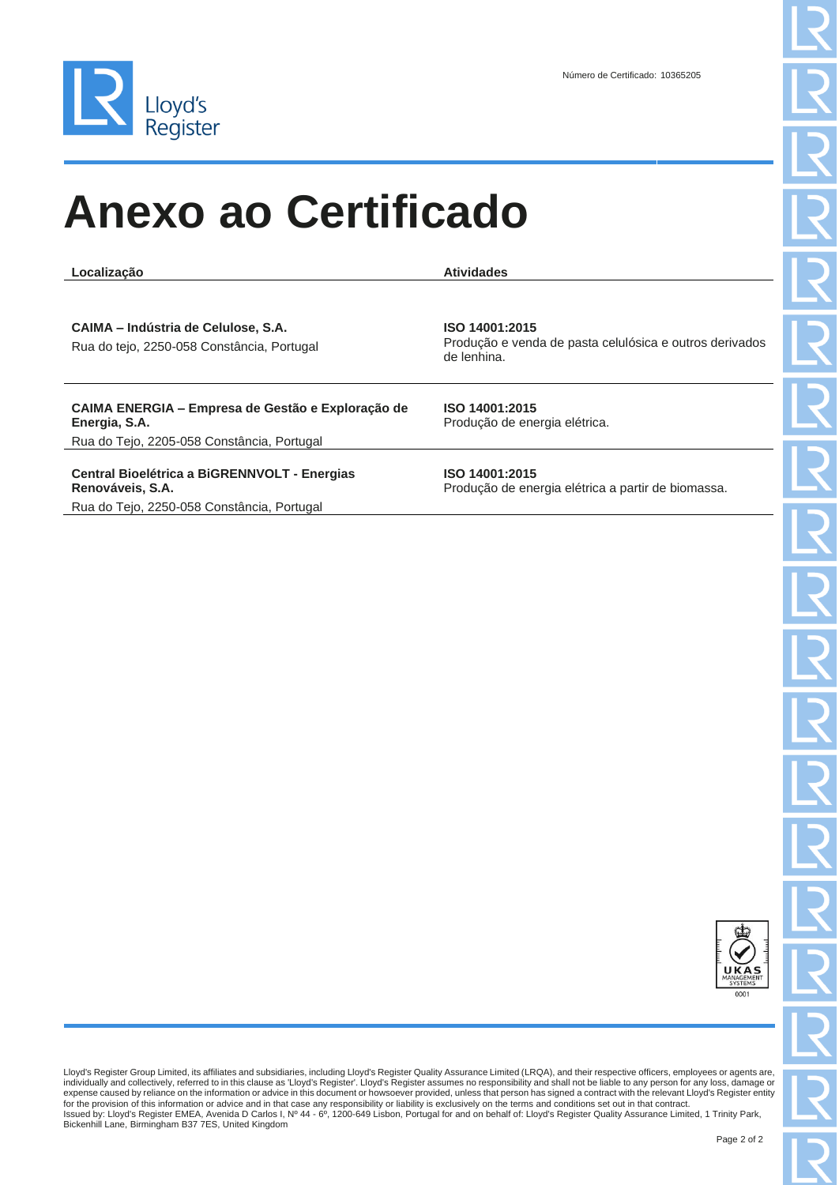Número de Certificado: 10365205

# Anexo ao Certificado

| Localização | Atividades |
|---|---|
| **CAIMA – Indústria de Celulose, S.A.**<br>Rua do tejo, 2250-058 Constância, Portugal | **ISO 14001:2015**<br>Produção e venda de pasta celulósica e outros derivados de lenhina. |
| **CAIMA ENERGIA – Empresa de Gestão e Exploração de Energia, S.A.**<br>Rua do Tejo, 2205-058 Constância, Portugal | **ISO 14001:2015**<br>Produção de energia elétrica. |
| **Central Bioelétrica a BiGRENNVOLT - Energias Renováveis, S.A.**<br>Rua do Tejo, 2250-058 Constância, Portugal | **ISO 14001:2015**<br>Produção de energia elétrica a partir de biomassa. |

UKAS MANAGEMENT SYSTEMS 0001

Lloyd's Register Group Limited, its affiliates and subsidiaries, including Lloyd's Register Quality Assurance Limited (LRQA), and their respective officers, employees or agents are, individually and collectively, referred to in this clause as 'Lloyd's Register'. Lloyd's Register assumes no responsibility and shall not be liable to any person for any loss, damage or expense caused by reliance on the information or advice in this document or howsoever provided, unless that person has signed a contract with the relevant Lloyd's Register entity for the provision of this information or advice and in that case any responsibility or liability is exclusively on the terms and conditions set out in that contract.
Issued by: Lloyd's Register EMEA, Avenida D Carlos I, Nº 44 - 6º, 1200-649 Lisbon, Portugal for and on behalf of: Lloyd's Register Quality Assurance Limited, 1 Trinity Park, Bickenhill Lane, Birmingham B37 7ES, United Kingdom